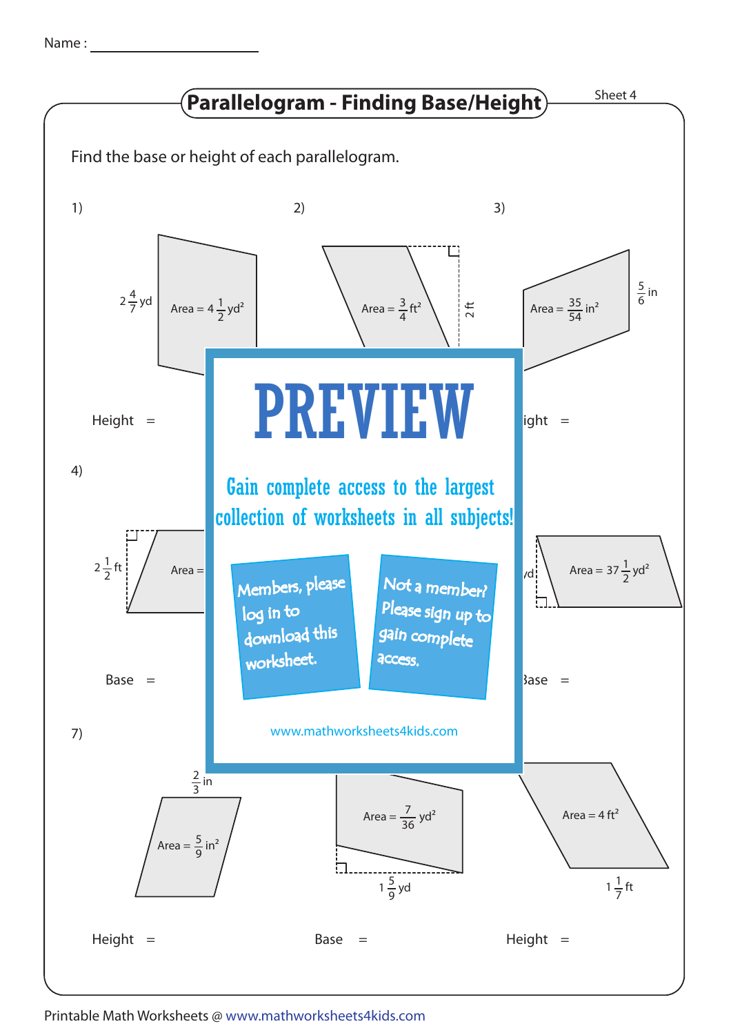Name :

# Parallelogram - Finding Base/Height

Sheet 4

Find the base or height of each parallelogram.

1)

$2\frac{4}{7}$ yd

Area = $4\frac{1}{2}$ yd²

Height =

2)

Area = $\frac{3}{4}$ ft²

2 ft

3)

Area = $\frac{35}{54}$ in²

$\frac{5}{6}$ in

Height =

4)

$2\frac{1}{2}$ ft

Area =

Base =

Area = $37\frac{1}{2}$ yd²

Base =

## PREVIEW

Gain complete access to the largest collection of worksheets in all subjects!

Members, please log in to download this worksheet.

Not a member? Please sign up to gain complete access.

www.mathworksheets4kids.com

7)

$\frac{2}{3}$ in

Area = $\frac{5}{9}$ in²

Height =

Area = $\frac{7}{36}$ yd²

$1\frac{5}{9}$ yd

Base =

Area = 4 ft²

$1\frac{1}{7}$ ft

Height =

Printable Math Worksheets @ www.mathworksheets4kids.com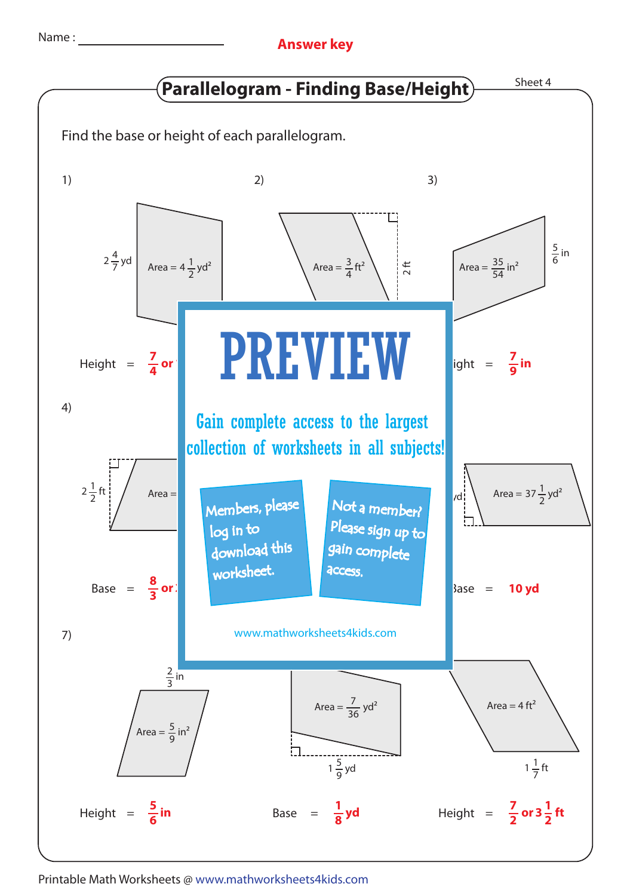Name : ____________________ **Answer key**

# Parallelogram - Finding Base/Height

Sheet 4

Find the base or height of each parallelogram.

1)

$2\frac{4}{7}$ yd

Area = $4\frac{1}{2}$ yd²

Height = $\frac{7}{4}$ or

2)

Area = $\frac{3}{4}$ ft²

2 ft

3)

Area = $\frac{35}{54}$ in²

$\frac{5}{6}$ in

ight = $\frac{7}{9}$ in

4)

$2\frac{1}{2}$ ft

Area =

Base = $\frac{8}{3}$ or

yd

Area = $37\frac{1}{2}$ yd²

Base = 10 yd

**PREVIEW**

Gain complete access to the largest collection of worksheets in all subjects!

Members, please log in to download this worksheet.

Not a member? Please sign up to gain complete access.

www.mathworksheets4kids.com

7)

$\frac{2}{3}$ in

Area = $\frac{5}{9}$ in²

Height = $\frac{5}{6}$ in

Area = $\frac{7}{36}$ yd²

$1\frac{5}{9}$ yd

Base = $\frac{1}{8}$ yd

Area = 4 ft²

$1\frac{1}{7}$ ft

Height = $\frac{7}{2}$ or $3\frac{1}{2}$ ft

Printable Math Worksheets @ www.mathworksheets4kids.com